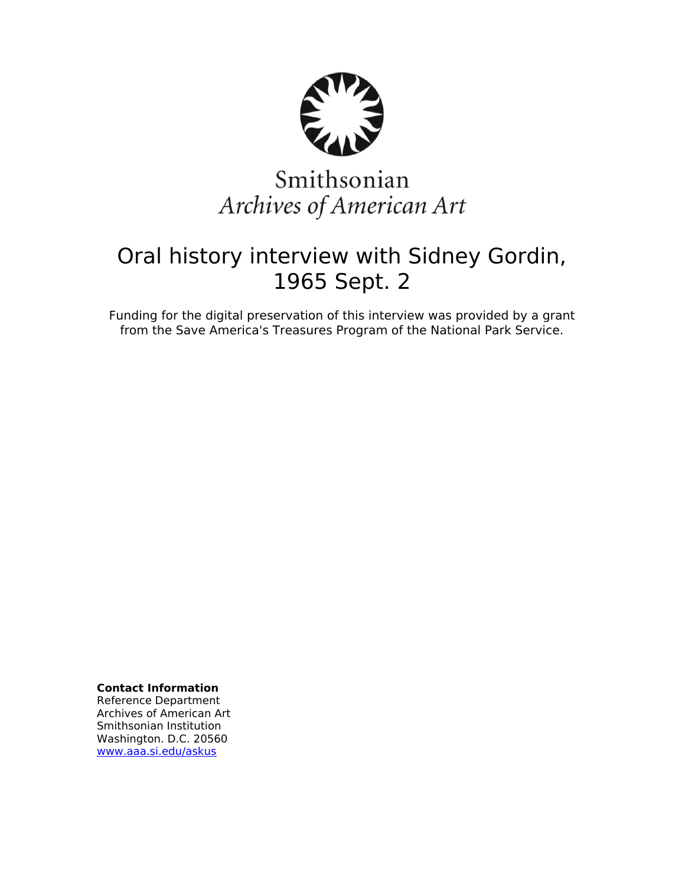Smithsonian
*Archives of American Art*

# Oral history interview with Sidney Gordin, 1965 Sept. 2

Funding for the digital preservation of this interview was provided by a grant from the Save America's Treasures Program of the National Park Service.

**Contact Information**
Reference Department
Archives of American Art
Smithsonian Institution
Washington. D.C. 20560
www.aaa.si.edu/askus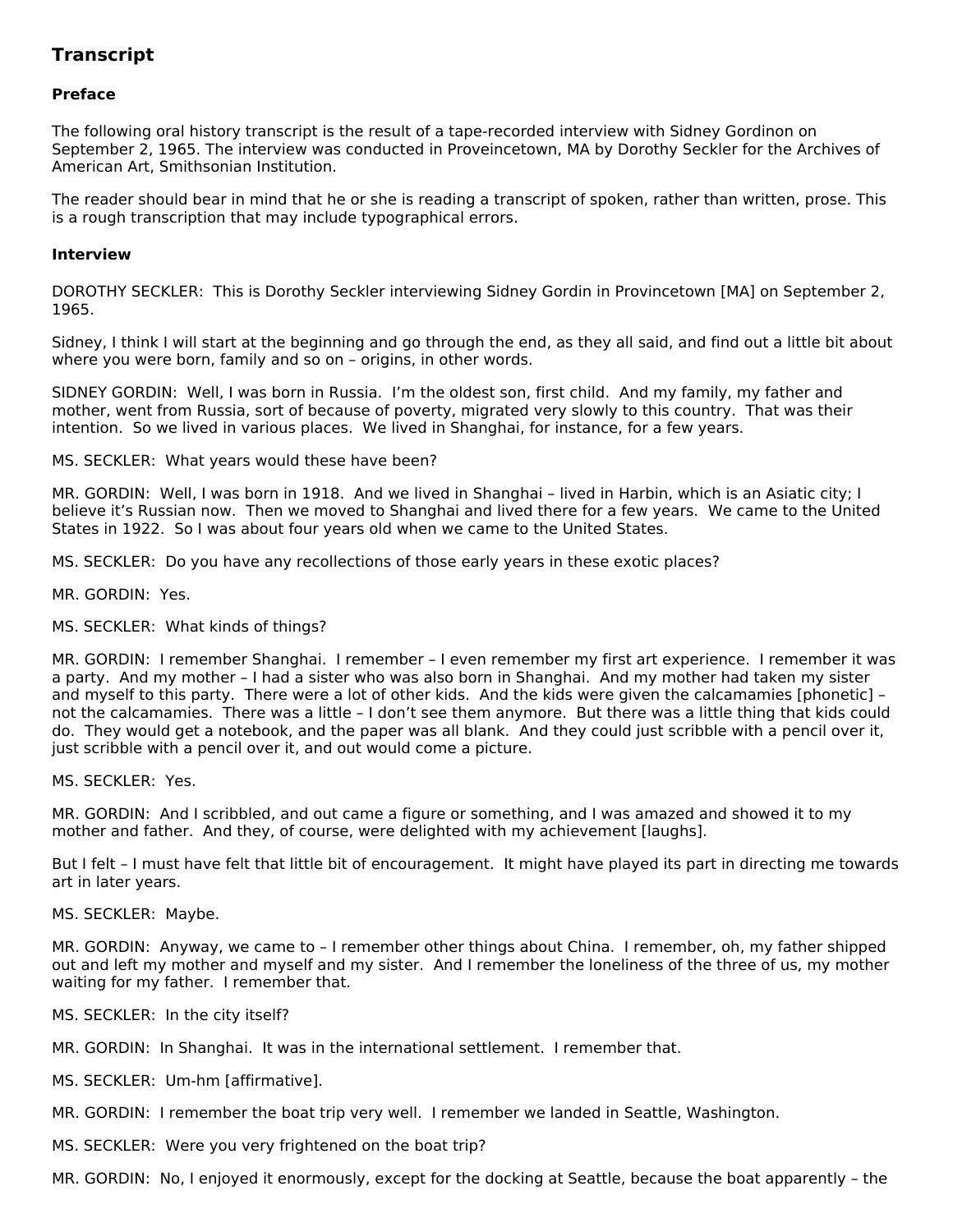## Transcript

### Preface

The following oral history transcript is the result of a tape-recorded interview with Sidney Gordinon on September 2, 1965. The interview was conducted in Proveincetown, MA by Dorothy Seckler for the Archives of American Art, Smithsonian Institution.

The reader should bear in mind that he or she is reading a transcript of spoken, rather than written, prose. This is a rough transcription that may include typographical errors.

### Interview

DOROTHY SECKLER: This is Dorothy Seckler interviewing Sidney Gordin in Provincetown [MA] on September 2, 1965.

Sidney, I think I will start at the beginning and go through the end, as they all said, and find out a little bit about where you were born, family and so on – origins, in other words.

SIDNEY GORDIN: Well, I was born in Russia. I'm the oldest son, first child. And my family, my father and mother, went from Russia, sort of because of poverty, migrated very slowly to this country. That was their intention. So we lived in various places. We lived in Shanghai, for instance, for a few years.

MS. SECKLER: What years would these have been?

MR. GORDIN: Well, I was born in 1918. And we lived in Shanghai – lived in Harbin, which is an Asiatic city; I believe it's Russian now. Then we moved to Shanghai and lived there for a few years. We came to the United States in 1922. So I was about four years old when we came to the United States.

MS. SECKLER: Do you have any recollections of those early years in these exotic places?

MR. GORDIN: Yes.

MS. SECKLER: What kinds of things?

MR. GORDIN: I remember Shanghai. I remember – I even remember my first art experience. I remember it was a party. And my mother – I had a sister who was also born in Shanghai. And my mother had taken my sister and myself to this party. There were a lot of other kids. And the kids were given the calcamamies [phonetic] – not the calcamamies. There was a little – I don't see them anymore. But there was a little thing that kids could do. They would get a notebook, and the paper was all blank. And they could just scribble with a pencil over it, just scribble with a pencil over it, and out would come a picture.

MS. SECKLER: Yes.

MR. GORDIN: And I scribbled, and out came a figure or something, and I was amazed and showed it to my mother and father. And they, of course, were delighted with my achievement [laughs].

But I felt – I must have felt that little bit of encouragement. It might have played its part in directing me towards art in later years.

MS. SECKLER: Maybe.

MR. GORDIN: Anyway, we came to – I remember other things about China. I remember, oh, my father shipped out and left my mother and myself and my sister. And I remember the loneliness of the three of us, my mother waiting for my father. I remember that.

MS. SECKLER: In the city itself?

MR. GORDIN: In Shanghai. It was in the international settlement. I remember that.

MS. SECKLER: Um-hm [affirmative].

MR. GORDIN: I remember the boat trip very well. I remember we landed in Seattle, Washington.

MS. SECKLER: Were you very frightened on the boat trip?

MR. GORDIN: No, I enjoyed it enormously, except for the docking at Seattle, because the boat apparently – the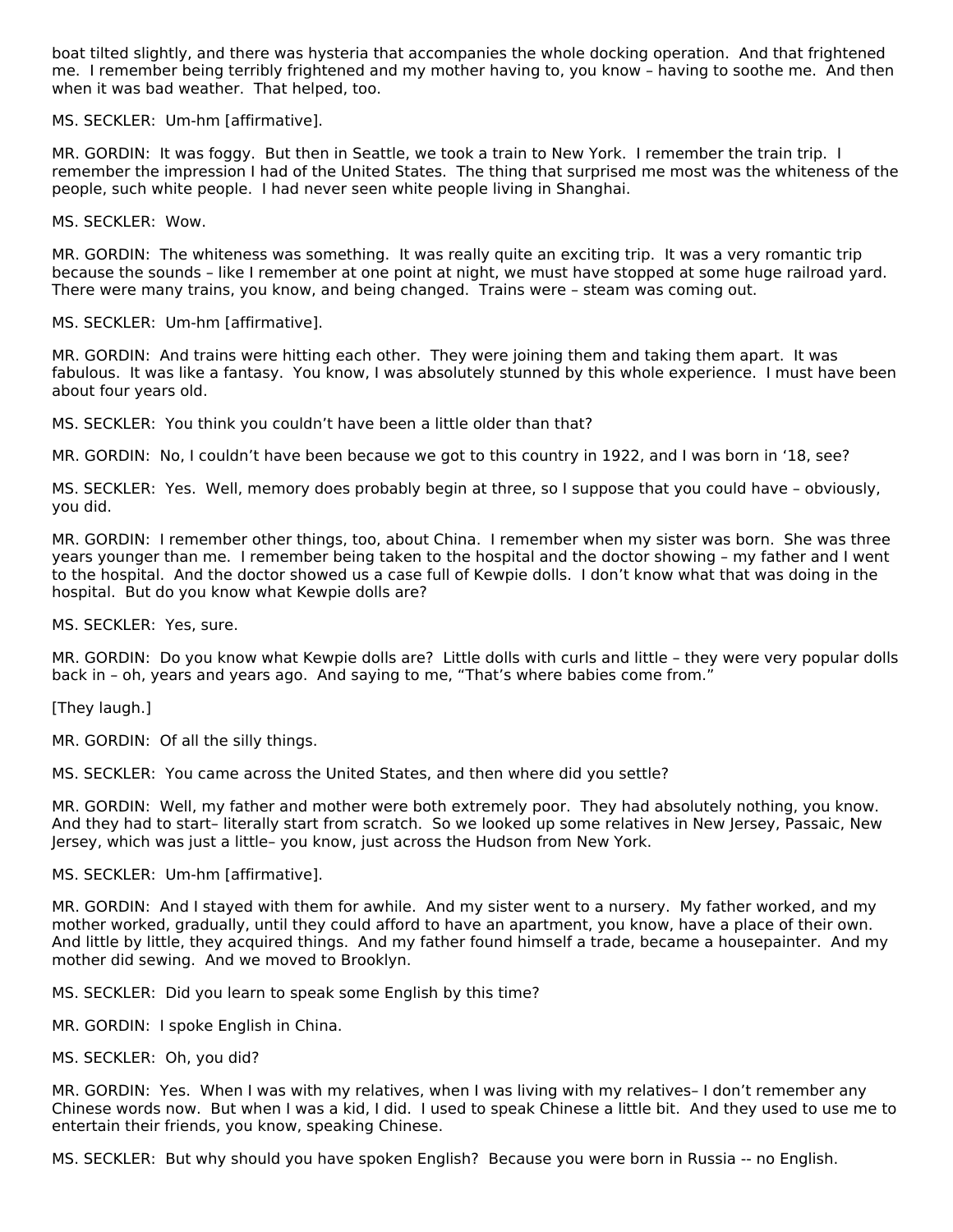boat tilted slightly, and there was hysteria that accompanies the whole docking operation. And that frightened me. I remember being terribly frightened and my mother having to, you know – having to soothe me. And then when it was bad weather. That helped, too.

MS. SECKLER: Um-hm [affirmative].

MR. GORDIN: It was foggy. But then in Seattle, we took a train to New York. I remember the train trip. I remember the impression I had of the United States. The thing that surprised me most was the whiteness of the people, such white people. I had never seen white people living in Shanghai.

MS. SECKLER: Wow.

MR. GORDIN: The whiteness was something. It was really quite an exciting trip. It was a very romantic trip because the sounds – like I remember at one point at night, we must have stopped at some huge railroad yard. There were many trains, you know, and being changed. Trains were – steam was coming out.

MS. SECKLER: Um-hm [affirmative].

MR. GORDIN: And trains were hitting each other. They were joining them and taking them apart. It was fabulous. It was like a fantasy. You know, I was absolutely stunned by this whole experience. I must have been about four years old.

MS. SECKLER: You think you couldn't have been a little older than that?

MR. GORDIN: No, I couldn't have been because we got to this country in 1922, and I was born in '18, see?

MS. SECKLER: Yes. Well, memory does probably begin at three, so I suppose that you could have – obviously, you did.

MR. GORDIN: I remember other things, too, about China. I remember when my sister was born. She was three years younger than me. I remember being taken to the hospital and the doctor showing – my father and I went to the hospital. And the doctor showed us a case full of Kewpie dolls. I don't know what that was doing in the hospital. But do you know what Kewpie dolls are?

MS. SECKLER: Yes, sure.

MR. GORDIN: Do you know what Kewpie dolls are? Little dolls with curls and little – they were very popular dolls back in – oh, years and years ago. And saying to me, "That's where babies come from."

[They laugh.]

MR. GORDIN: Of all the silly things.

MS. SECKLER: You came across the United States, and then where did you settle?

MR. GORDIN: Well, my father and mother were both extremely poor. They had absolutely nothing, you know. And they had to start– literally start from scratch. So we looked up some relatives in New Jersey, Passaic, New Jersey, which was just a little– you know, just across the Hudson from New York.

MS. SECKLER: Um-hm [affirmative].

MR. GORDIN: And I stayed with them for awhile. And my sister went to a nursery. My father worked, and my mother worked, gradually, until they could afford to have an apartment, you know, have a place of their own. And little by little, they acquired things. And my father found himself a trade, became a housepainter. And my mother did sewing. And we moved to Brooklyn.

MS. SECKLER: Did you learn to speak some English by this time?

MR. GORDIN: I spoke English in China.

MS. SECKLER: Oh, you did?

MR. GORDIN: Yes. When I was with my relatives, when I was living with my relatives– I don't remember any Chinese words now. But when I was a kid, I did. I used to speak Chinese a little bit. And they used to use me to entertain their friends, you know, speaking Chinese.

MS. SECKLER: But why should you have spoken English? Because you were born in Russia -- no English.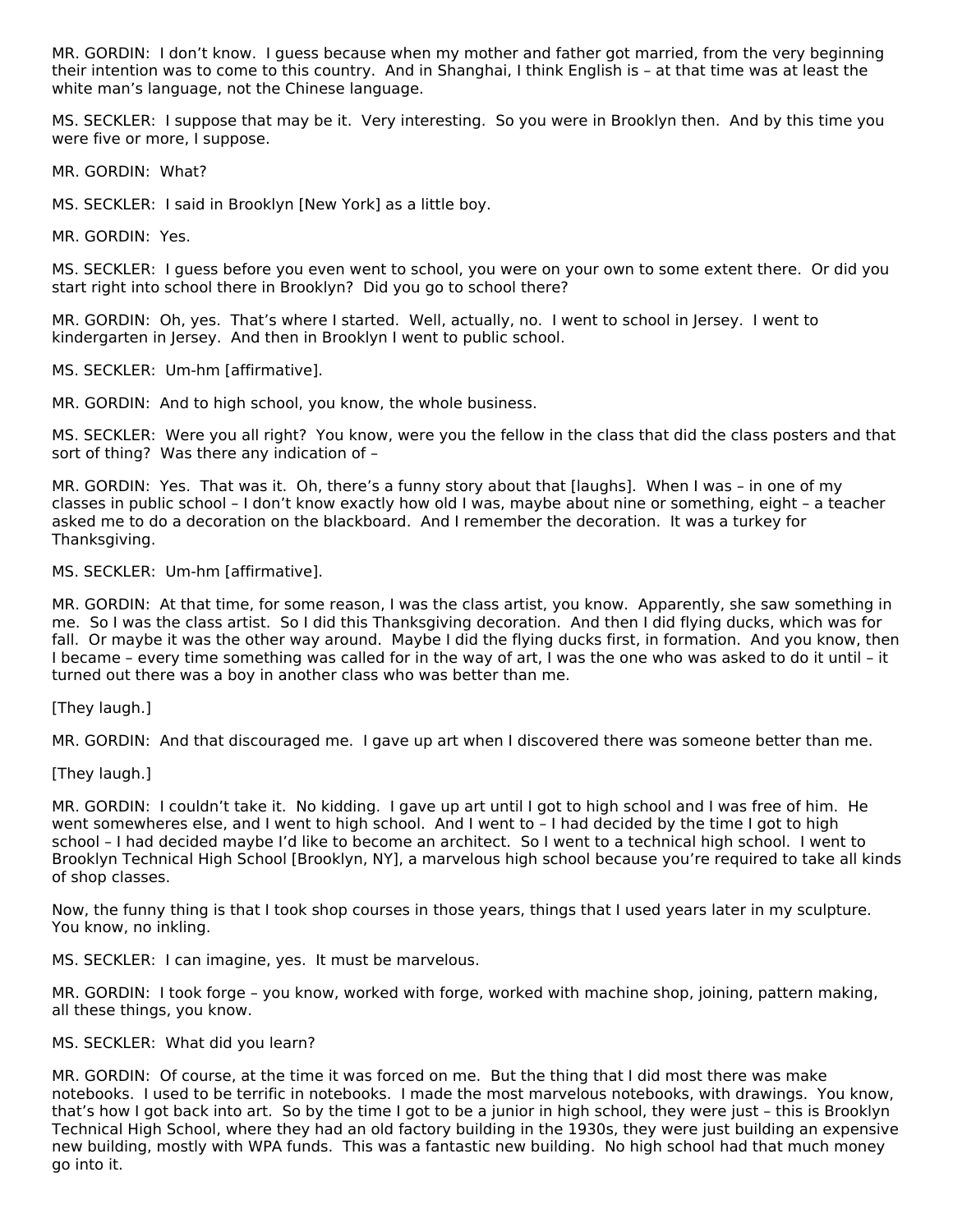MR. GORDIN: I don't know. I guess because when my mother and father got married, from the very beginning their intention was to come to this country. And in Shanghai, I think English is – at that time was at least the white man's language, not the Chinese language.

MS. SECKLER: I suppose that may be it. Very interesting. So you were in Brooklyn then. And by this time you were five or more, I suppose.

MR. GORDIN: What?

MS. SECKLER: I said in Brooklyn [New York] as a little boy.

MR. GORDIN: Yes.

MS. SECKLER: I guess before you even went to school, you were on your own to some extent there. Or did you start right into school there in Brooklyn? Did you go to school there?

MR. GORDIN: Oh, yes. That's where I started. Well, actually, no. I went to school in Jersey. I went to kindergarten in Jersey. And then in Brooklyn I went to public school.

MS. SECKLER: Um-hm [affirmative].

MR. GORDIN: And to high school, you know, the whole business.

MS. SECKLER: Were you all right? You know, were you the fellow in the class that did the class posters and that sort of thing? Was there any indication of –

MR. GORDIN: Yes. That was it. Oh, there's a funny story about that [laughs]. When I was – in one of my classes in public school – I don't know exactly how old I was, maybe about nine or something, eight – a teacher asked me to do a decoration on the blackboard. And I remember the decoration. It was a turkey for Thanksgiving.

MS. SECKLER: Um-hm [affirmative].

MR. GORDIN: At that time, for some reason, I was the class artist, you know. Apparently, she saw something in me. So I was the class artist. So I did this Thanksgiving decoration. And then I did flying ducks, which was for fall. Or maybe it was the other way around. Maybe I did the flying ducks first, in formation. And you know, then I became – every time something was called for in the way of art, I was the one who was asked to do it until – it turned out there was a boy in another class who was better than me.

[They laugh.]

MR. GORDIN: And that discouraged me. I gave up art when I discovered there was someone better than me.

[They laugh.]

MR. GORDIN: I couldn't take it. No kidding. I gave up art until I got to high school and I was free of him. He went somewheres else, and I went to high school. And I went to – I had decided by the time I got to high school – I had decided maybe I'd like to become an architect. So I went to a technical high school. I went to Brooklyn Technical High School [Brooklyn, NY], a marvelous high school because you're required to take all kinds of shop classes.

Now, the funny thing is that I took shop courses in those years, things that I used years later in my sculpture. You know, no inkling.

MS. SECKLER: I can imagine, yes. It must be marvelous.

MR. GORDIN: I took forge – you know, worked with forge, worked with machine shop, joining, pattern making, all these things, you know.

MS. SECKLER: What did you learn?

MR. GORDIN: Of course, at the time it was forced on me. But the thing that I did most there was make notebooks. I used to be terrific in notebooks. I made the most marvelous notebooks, with drawings. You know, that's how I got back into art. So by the time I got to be a junior in high school, they were just – this is Brooklyn Technical High School, where they had an old factory building in the 1930s, they were just building an expensive new building, mostly with WPA funds. This was a fantastic new building. No high school had that much money go into it.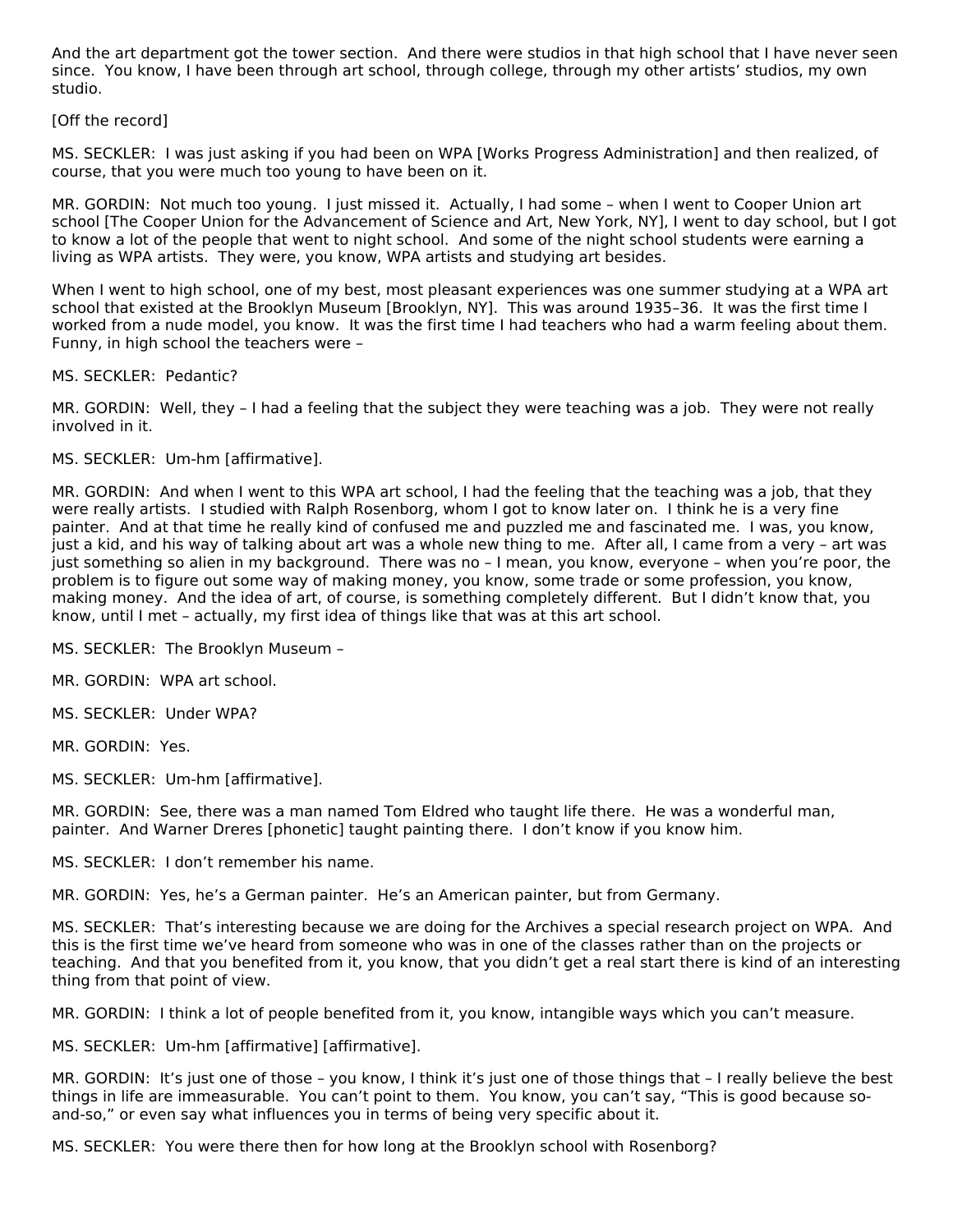And the art department got the tower section. And there were studios in that high school that I have never seen since. You know, I have been through art school, through college, through my other artists' studios, my own studio.

[Off the record]

MS. SECKLER: I was just asking if you had been on WPA [Works Progress Administration] and then realized, of course, that you were much too young to have been on it.

MR. GORDIN: Not much too young. I just missed it. Actually, I had some – when I went to Cooper Union art school [The Cooper Union for the Advancement of Science and Art, New York, NY], I went to day school, but I got to know a lot of the people that went to night school. And some of the night school students were earning a living as WPA artists. They were, you know, WPA artists and studying art besides.

When I went to high school, one of my best, most pleasant experiences was one summer studying at a WPA art school that existed at the Brooklyn Museum [Brooklyn, NY]. This was around 1935–36. It was the first time I worked from a nude model, you know. It was the first time I had teachers who had a warm feeling about them. Funny, in high school the teachers were –

MS. SECKLER: Pedantic?

MR. GORDIN: Well, they – I had a feeling that the subject they were teaching was a job. They were not really involved in it.

MS. SECKLER: Um-hm [affirmative].

MR. GORDIN: And when I went to this WPA art school, I had the feeling that the teaching was a job, that they were really artists. I studied with Ralph Rosenborg, whom I got to know later on. I think he is a very fine painter. And at that time he really kind of confused me and puzzled me and fascinated me. I was, you know, just a kid, and his way of talking about art was a whole new thing to me. After all, I came from a very – art was just something so alien in my background. There was no – I mean, you know, everyone – when you're poor, the problem is to figure out some way of making money, you know, some trade or some profession, you know, making money. And the idea of art, of course, is something completely different. But I didn't know that, you know, until I met – actually, my first idea of things like that was at this art school.

MS. SECKLER: The Brooklyn Museum –

MR. GORDIN: WPA art school.

MS. SECKLER: Under WPA?

MR. GORDIN: Yes.

MS. SECKLER: Um-hm [affirmative].

MR. GORDIN: See, there was a man named Tom Eldred who taught life there. He was a wonderful man, painter. And Warner Dreres [phonetic] taught painting there. I don't know if you know him.

MS. SECKLER: I don't remember his name.

MR. GORDIN: Yes, he's a German painter. He's an American painter, but from Germany.

MS. SECKLER: That's interesting because we are doing for the Archives a special research project on WPA. And this is the first time we've heard from someone who was in one of the classes rather than on the projects or teaching. And that you benefited from it, you know, that you didn't get a real start there is kind of an interesting thing from that point of view.

MR. GORDIN: I think a lot of people benefited from it, you know, intangible ways which you can't measure.

MS. SECKLER: Um-hm [affirmative] [affirmative].

MR. GORDIN: It's just one of those – you know, I think it's just one of those things that – I really believe the best things in life are immeasurable. You can't point to them. You know, you can't say, "This is good because so-and-so," or even say what influences you in terms of being very specific about it.

MS. SECKLER: You were there then for how long at the Brooklyn school with Rosenborg?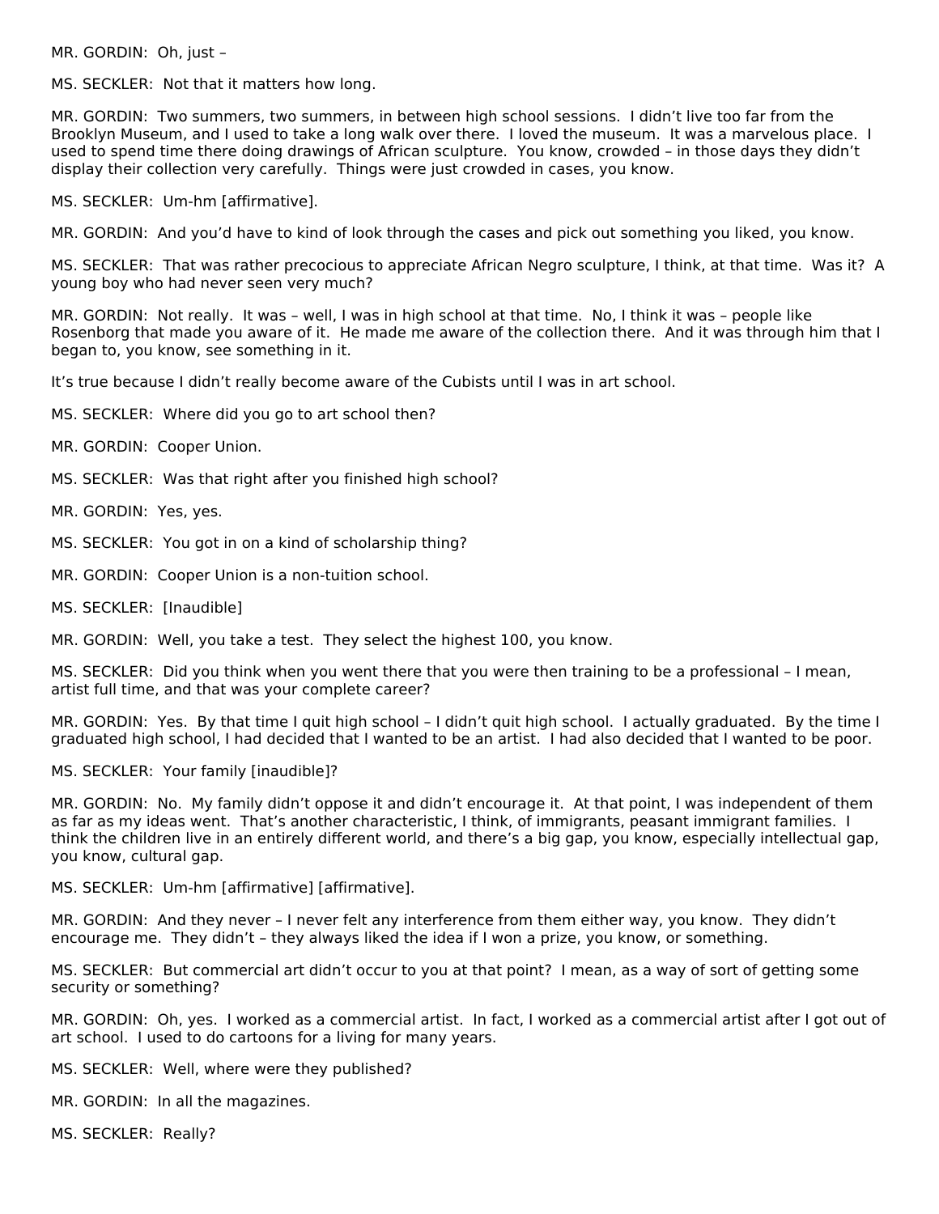MR. GORDIN: Oh, just –

MS. SECKLER: Not that it matters how long.

MR. GORDIN: Two summers, two summers, in between high school sessions. I didn't live too far from the Brooklyn Museum, and I used to take a long walk over there. I loved the museum. It was a marvelous place. I used to spend time there doing drawings of African sculpture. You know, crowded – in those days they didn't display their collection very carefully. Things were just crowded in cases, you know.

MS. SECKLER: Um-hm [affirmative].

MR. GORDIN: And you'd have to kind of look through the cases and pick out something you liked, you know.

MS. SECKLER: That was rather precocious to appreciate African Negro sculpture, I think, at that time. Was it? A young boy who had never seen very much?

MR. GORDIN: Not really. It was – well, I was in high school at that time. No, I think it was – people like Rosenborg that made you aware of it. He made me aware of the collection there. And it was through him that I began to, you know, see something in it.

It's true because I didn't really become aware of the Cubists until I was in art school.

MS. SECKLER: Where did you go to art school then?

MR. GORDIN: Cooper Union.

MS. SECKLER: Was that right after you finished high school?

MR. GORDIN: Yes, yes.

MS. SECKLER: You got in on a kind of scholarship thing?

MR. GORDIN: Cooper Union is a non-tuition school.

MS. SECKLER: [Inaudible]

MR. GORDIN: Well, you take a test. They select the highest 100, you know.

MS. SECKLER: Did you think when you went there that you were then training to be a professional – I mean, artist full time, and that was your complete career?

MR. GORDIN: Yes. By that time I quit high school – I didn't quit high school. I actually graduated. By the time I graduated high school, I had decided that I wanted to be an artist. I had also decided that I wanted to be poor.

MS. SECKLER: Your family [inaudible]?

MR. GORDIN: No. My family didn't oppose it and didn't encourage it. At that point, I was independent of them as far as my ideas went. That's another characteristic, I think, of immigrants, peasant immigrant families. I think the children live in an entirely different world, and there's a big gap, you know, especially intellectual gap, you know, cultural gap.

MS. SECKLER: Um-hm [affirmative] [affirmative].

MR. GORDIN: And they never – I never felt any interference from them either way, you know. They didn't encourage me. They didn't – they always liked the idea if I won a prize, you know, or something.

MS. SECKLER: But commercial art didn't occur to you at that point? I mean, as a way of sort of getting some security or something?

MR. GORDIN: Oh, yes. I worked as a commercial artist. In fact, I worked as a commercial artist after I got out of art school. I used to do cartoons for a living for many years.

MS. SECKLER: Well, where were they published?

MR. GORDIN: In all the magazines.

MS. SECKLER: Really?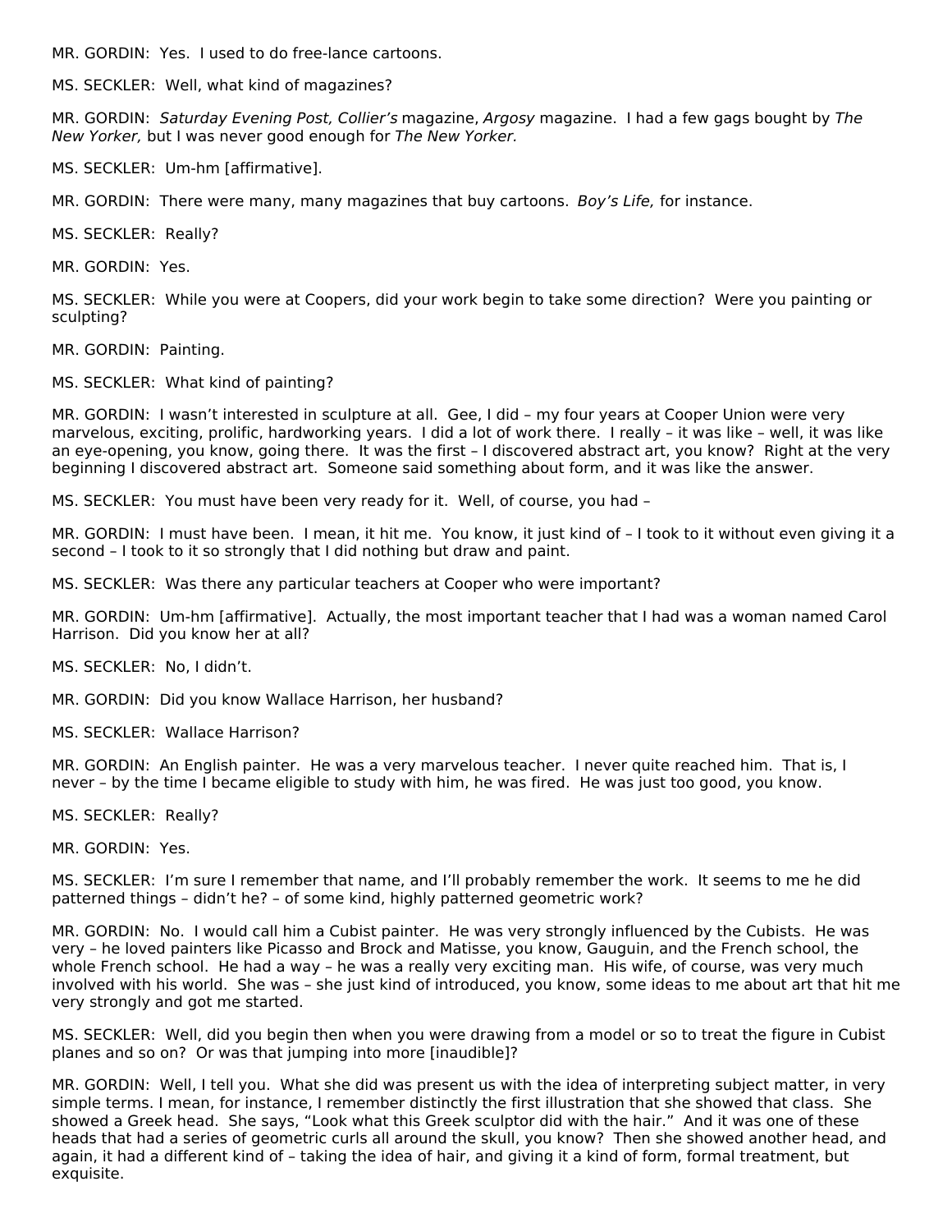MR. GORDIN: Yes. I used to do free-lance cartoons.

MS. SECKLER: Well, what kind of magazines?

MR. GORDIN: *Saturday Evening Post, Collier's* magazine, *Argosy* magazine. I had a few gags bought by *The New Yorker,* but I was never good enough for *The New Yorker.*

MS. SECKLER: Um-hm [affirmative].

MR. GORDIN: There were many, many magazines that buy cartoons. *Boy's Life,* for instance.

MS. SECKLER: Really?

MR. GORDIN: Yes.

MS. SECKLER: While you were at Coopers, did your work begin to take some direction? Were you painting or sculpting?

MR. GORDIN: Painting.

MS. SECKLER: What kind of painting?

MR. GORDIN: I wasn't interested in sculpture at all. Gee, I did – my four years at Cooper Union were very marvelous, exciting, prolific, hardworking years. I did a lot of work there. I really – it was like – well, it was like an eye-opening, you know, going there. It was the first – I discovered abstract art, you know? Right at the very beginning I discovered abstract art. Someone said something about form, and it was like the answer.

MS. SECKLER: You must have been very ready for it. Well, of course, you had –

MR. GORDIN: I must have been. I mean, it hit me. You know, it just kind of – I took to it without even giving it a second – I took to it so strongly that I did nothing but draw and paint.

MS. SECKLER: Was there any particular teachers at Cooper who were important?

MR. GORDIN: Um-hm [affirmative]. Actually, the most important teacher that I had was a woman named Carol Harrison. Did you know her at all?

MS. SECKLER: No, I didn't.

MR. GORDIN: Did you know Wallace Harrison, her husband?

MS. SECKLER: Wallace Harrison?

MR. GORDIN: An English painter. He was a very marvelous teacher. I never quite reached him. That is, I never – by the time I became eligible to study with him, he was fired. He was just too good, you know.

MS. SECKLER: Really?

MR. GORDIN: Yes.

MS. SECKLER: I'm sure I remember that name, and I'll probably remember the work. It seems to me he did patterned things – didn't he? – of some kind, highly patterned geometric work?

MR. GORDIN: No. I would call him a Cubist painter. He was very strongly influenced by the Cubists. He was very – he loved painters like Picasso and Brock and Matisse, you know, Gauguin, and the French school, the whole French school. He had a way – he was a really very exciting man. His wife, of course, was very much involved with his world. She was – she just kind of introduced, you know, some ideas to me about art that hit me very strongly and got me started.

MS. SECKLER: Well, did you begin then when you were drawing from a model or so to treat the figure in Cubist planes and so on? Or was that jumping into more [inaudible]?

MR. GORDIN: Well, I tell you. What she did was present us with the idea of interpreting subject matter, in very simple terms. I mean, for instance, I remember distinctly the first illustration that she showed that class. She showed a Greek head. She says, "Look what this Greek sculptor did with the hair." And it was one of these heads that had a series of geometric curls all around the skull, you know? Then she showed another head, and again, it had a different kind of – taking the idea of hair, and giving it a kind of form, formal treatment, but exquisite.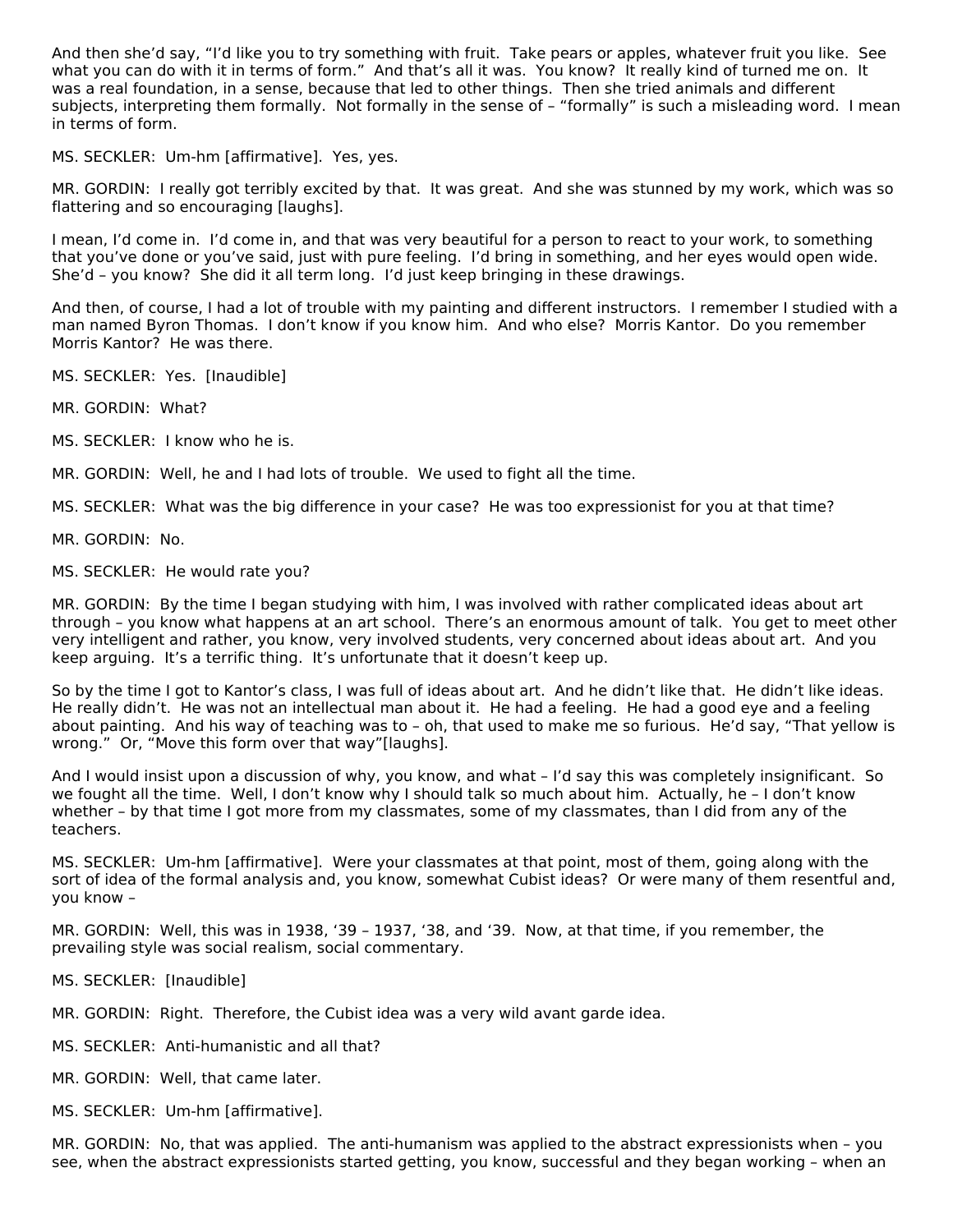And then she'd say, "I'd like you to try something with fruit. Take pears or apples, whatever fruit you like. See what you can do with it in terms of form." And that's all it was. You know? It really kind of turned me on. It was a real foundation, in a sense, because that led to other things. Then she tried animals and different subjects, interpreting them formally. Not formally in the sense of – "formally" is such a misleading word. I mean in terms of form.

MS. SECKLER: Um-hm [affirmative]. Yes, yes.

MR. GORDIN: I really got terribly excited by that. It was great. And she was stunned by my work, which was so flattering and so encouraging [laughs].

I mean, I'd come in. I'd come in, and that was very beautiful for a person to react to your work, to something that you've done or you've said, just with pure feeling. I'd bring in something, and her eyes would open wide. She'd – you know? She did it all term long. I'd just keep bringing in these drawings.

And then, of course, I had a lot of trouble with my painting and different instructors. I remember I studied with a man named Byron Thomas. I don't know if you know him. And who else? Morris Kantor. Do you remember Morris Kantor? He was there.

MS. SECKLER: Yes. [Inaudible]

MR. GORDIN: What?

MS. SECKLER: I know who he is.

MR. GORDIN: Well, he and I had lots of trouble. We used to fight all the time.

MS. SECKLER: What was the big difference in your case? He was too expressionist for you at that time?

MR. GORDIN: No.

MS. SECKLER: He would rate you?

MR. GORDIN: By the time I began studying with him, I was involved with rather complicated ideas about art through – you know what happens at an art school. There's an enormous amount of talk. You get to meet other very intelligent and rather, you know, very involved students, very concerned about ideas about art. And you keep arguing. It's a terrific thing. It's unfortunate that it doesn't keep up.

So by the time I got to Kantor's class, I was full of ideas about art. And he didn't like that. He didn't like ideas. He really didn't. He was not an intellectual man about it. He had a feeling. He had a good eye and a feeling about painting. And his way of teaching was to – oh, that used to make me so furious. He'd say, "That yellow is wrong." Or, "Move this form over that way"[laughs].

And I would insist upon a discussion of why, you know, and what – I'd say this was completely insignificant. So we fought all the time. Well, I don't know why I should talk so much about him. Actually, he – I don't know whether – by that time I got more from my classmates, some of my classmates, than I did from any of the teachers.

MS. SECKLER: Um-hm [affirmative]. Were your classmates at that point, most of them, going along with the sort of idea of the formal analysis and, you know, somewhat Cubist ideas? Or were many of them resentful and, you know –

MR. GORDIN: Well, this was in 1938, '39 – 1937, '38, and '39. Now, at that time, if you remember, the prevailing style was social realism, social commentary.

MS. SECKLER: [Inaudible]

MR. GORDIN: Right. Therefore, the Cubist idea was a very wild avant garde idea.

MS. SECKLER: Anti-humanistic and all that?

MR. GORDIN: Well, that came later.

MS. SECKLER: Um-hm [affirmative].

MR. GORDIN: No, that was applied. The anti-humanism was applied to the abstract expressionists when – you see, when the abstract expressionists started getting, you know, successful and they began working – when an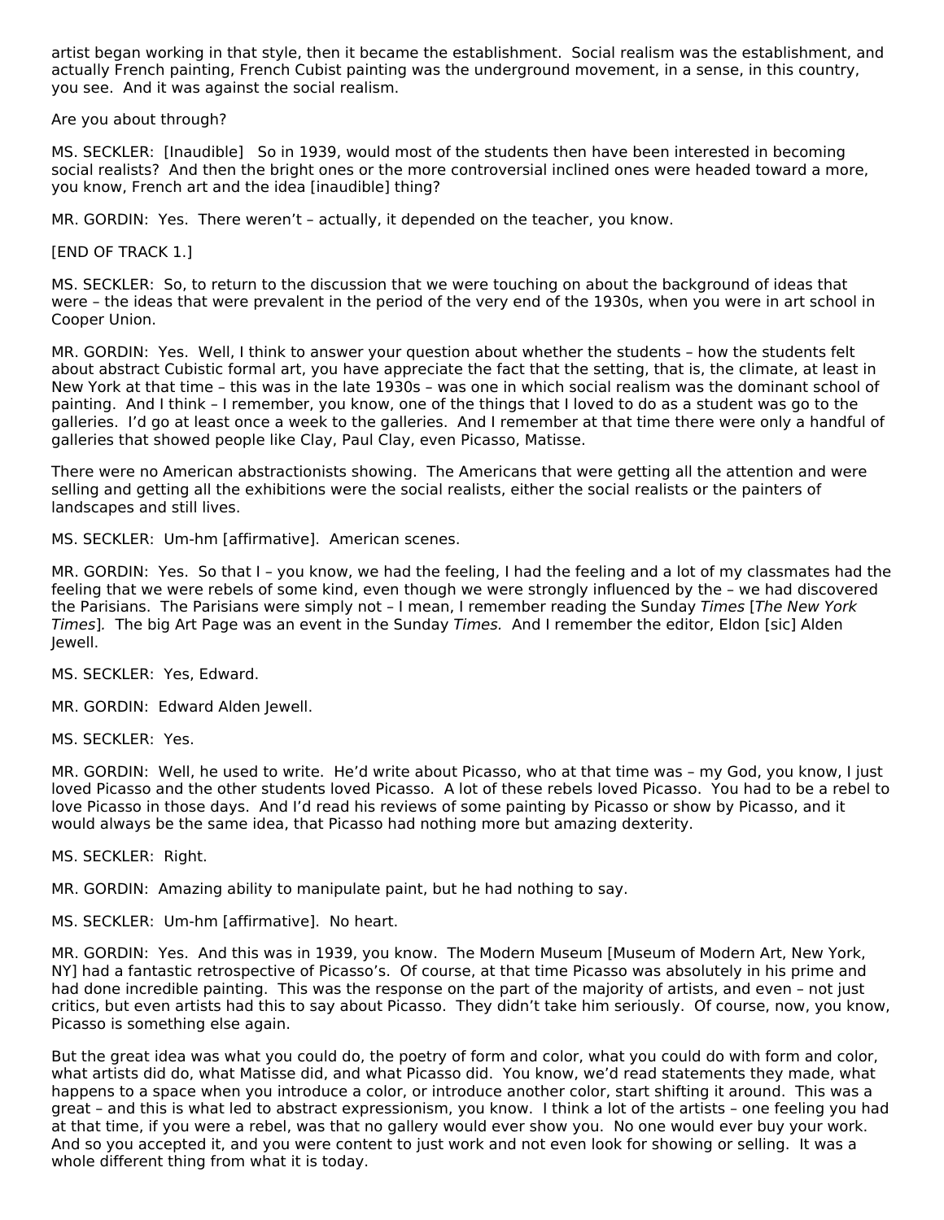artist began working in that style, then it became the establishment. Social realism was the establishment, and actually French painting, French Cubist painting was the underground movement, in a sense, in this country, you see. And it was against the social realism.

Are you about through?

MS. SECKLER: [Inaudible] So in 1939, would most of the students then have been interested in becoming social realists? And then the bright ones or the more controversial inclined ones were headed toward a more, you know, French art and the idea [inaudible] thing?

MR. GORDIN: Yes. There weren't – actually, it depended on the teacher, you know.

[END OF TRACK 1.]

MS. SECKLER: So, to return to the discussion that we were touching on about the background of ideas that were – the ideas that were prevalent in the period of the very end of the 1930s, when you were in art school in Cooper Union.

MR. GORDIN: Yes. Well, I think to answer your question about whether the students – how the students felt about abstract Cubistic formal art, you have appreciate the fact that the setting, that is, the climate, at least in New York at that time – this was in the late 1930s – was one in which social realism was the dominant school of painting. And I think – I remember, you know, one of the things that I loved to do as a student was go to the galleries. I'd go at least once a week to the galleries. And I remember at that time there were only a handful of galleries that showed people like Clay, Paul Clay, even Picasso, Matisse.

There were no American abstractionists showing. The Americans that were getting all the attention and were selling and getting all the exhibitions were the social realists, either the social realists or the painters of landscapes and still lives.

MS. SECKLER: Um-hm [affirmative]. American scenes.

MR. GORDIN: Yes. So that I – you know, we had the feeling, I had the feeling and a lot of my classmates had the feeling that we were rebels of some kind, even though we were strongly influenced by the – we had discovered the Parisians. The Parisians were simply not – I mean, I remember reading the Sunday *Times* [*The New York Times*]. The big Art Page was an event in the Sunday *Times.* And I remember the editor, Eldon [sic] Alden Jewell.

MS. SECKLER: Yes, Edward.

MR. GORDIN: Edward Alden Jewell.

MS. SECKLER: Yes.

MR. GORDIN: Well, he used to write. He'd write about Picasso, who at that time was – my God, you know, I just loved Picasso and the other students loved Picasso. A lot of these rebels loved Picasso. You had to be a rebel to love Picasso in those days. And I'd read his reviews of some painting by Picasso or show by Picasso, and it would always be the same idea, that Picasso had nothing more but amazing dexterity.

MS. SECKLER: Right.

MR. GORDIN: Amazing ability to manipulate paint, but he had nothing to say.

MS. SECKLER: Um-hm [affirmative]. No heart.

MR. GORDIN: Yes. And this was in 1939, you know. The Modern Museum [Museum of Modern Art, New York, NY] had a fantastic retrospective of Picasso's. Of course, at that time Picasso was absolutely in his prime and had done incredible painting. This was the response on the part of the majority of artists, and even – not just critics, but even artists had this to say about Picasso. They didn't take him seriously. Of course, now, you know, Picasso is something else again.

But the great idea was what you could do, the poetry of form and color, what you could do with form and color, what artists did do, what Matisse did, and what Picasso did. You know, we'd read statements they made, what happens to a space when you introduce a color, or introduce another color, start shifting it around. This was a great – and this is what led to abstract expressionism, you know. I think a lot of the artists – one feeling you had at that time, if you were a rebel, was that no gallery would ever show you. No one would ever buy your work. And so you accepted it, and you were content to just work and not even look for showing or selling. It was a whole different thing from what it is today.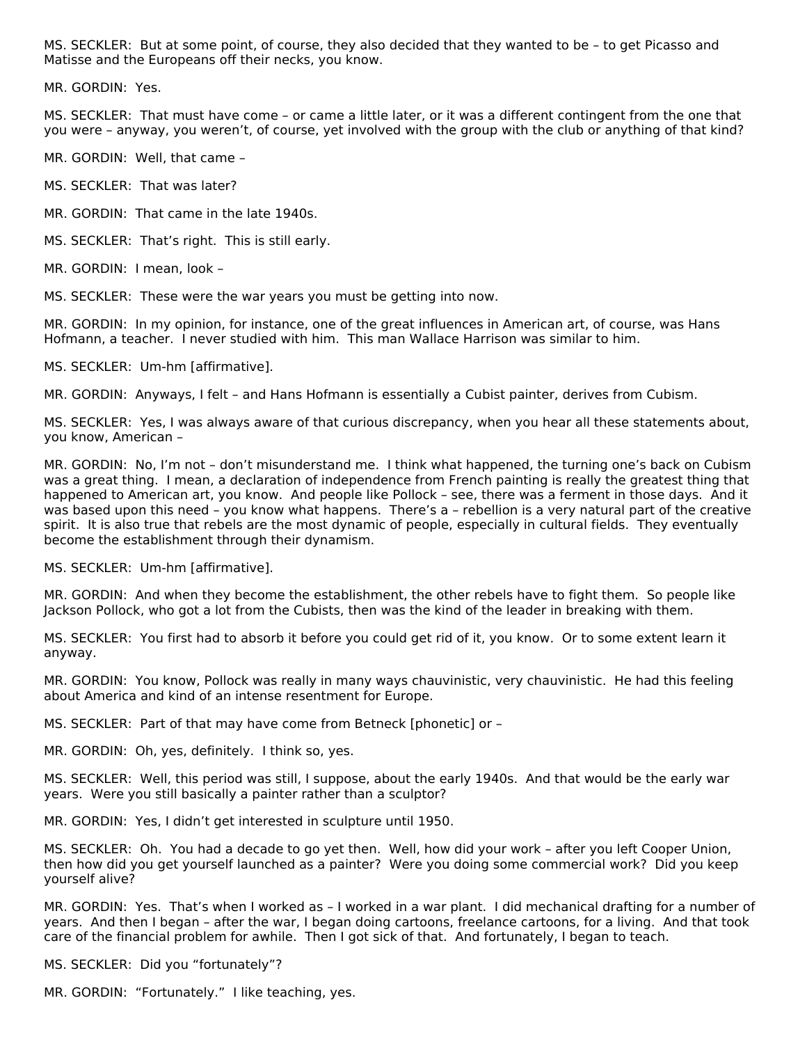MS. SECKLER: But at some point, of course, they also decided that they wanted to be – to get Picasso and Matisse and the Europeans off their necks, you know.

MR. GORDIN: Yes.

MS. SECKLER: That must have come – or came a little later, or it was a different contingent from the one that you were – anyway, you weren't, of course, yet involved with the group with the club or anything of that kind?

MR. GORDIN: Well, that came –

MS. SECKLER: That was later?

MR. GORDIN: That came in the late 1940s.

MS. SECKLER: That's right. This is still early.

MR. GORDIN: I mean, look –

MS. SECKLER: These were the war years you must be getting into now.

MR. GORDIN: In my opinion, for instance, one of the great influences in American art, of course, was Hans Hofmann, a teacher. I never studied with him. This man Wallace Harrison was similar to him.

MS. SECKLER: Um-hm [affirmative].

MR. GORDIN: Anyways, I felt – and Hans Hofmann is essentially a Cubist painter, derives from Cubism.

MS. SECKLER: Yes, I was always aware of that curious discrepancy, when you hear all these statements about, you know, American –

MR. GORDIN: No, I'm not – don't misunderstand me. I think what happened, the turning one's back on Cubism was a great thing. I mean, a declaration of independence from French painting is really the greatest thing that happened to American art, you know. And people like Pollock – see, there was a ferment in those days. And it was based upon this need – you know what happens. There's a – rebellion is a very natural part of the creative spirit. It is also true that rebels are the most dynamic of people, especially in cultural fields. They eventually become the establishment through their dynamism.

MS. SECKLER: Um-hm [affirmative].

MR. GORDIN: And when they become the establishment, the other rebels have to fight them. So people like Jackson Pollock, who got a lot from the Cubists, then was the kind of the leader in breaking with them.

MS. SECKLER: You first had to absorb it before you could get rid of it, you know. Or to some extent learn it anyway.

MR. GORDIN: You know, Pollock was really in many ways chauvinistic, very chauvinistic. He had this feeling about America and kind of an intense resentment for Europe.

MS. SECKLER: Part of that may have come from Betneck [phonetic] or –

MR. GORDIN: Oh, yes, definitely. I think so, yes.

MS. SECKLER: Well, this period was still, I suppose, about the early 1940s. And that would be the early war years. Were you still basically a painter rather than a sculptor?

MR. GORDIN: Yes, I didn't get interested in sculpture until 1950.

MS. SECKLER: Oh. You had a decade to go yet then. Well, how did your work – after you left Cooper Union, then how did you get yourself launched as a painter? Were you doing some commercial work? Did you keep yourself alive?

MR. GORDIN: Yes. That's when I worked as – I worked in a war plant. I did mechanical drafting for a number of years. And then I began – after the war, I began doing cartoons, freelance cartoons, for a living. And that took care of the financial problem for awhile. Then I got sick of that. And fortunately, I began to teach.

MS. SECKLER: Did you "fortunately"?

MR. GORDIN: "Fortunately." I like teaching, yes.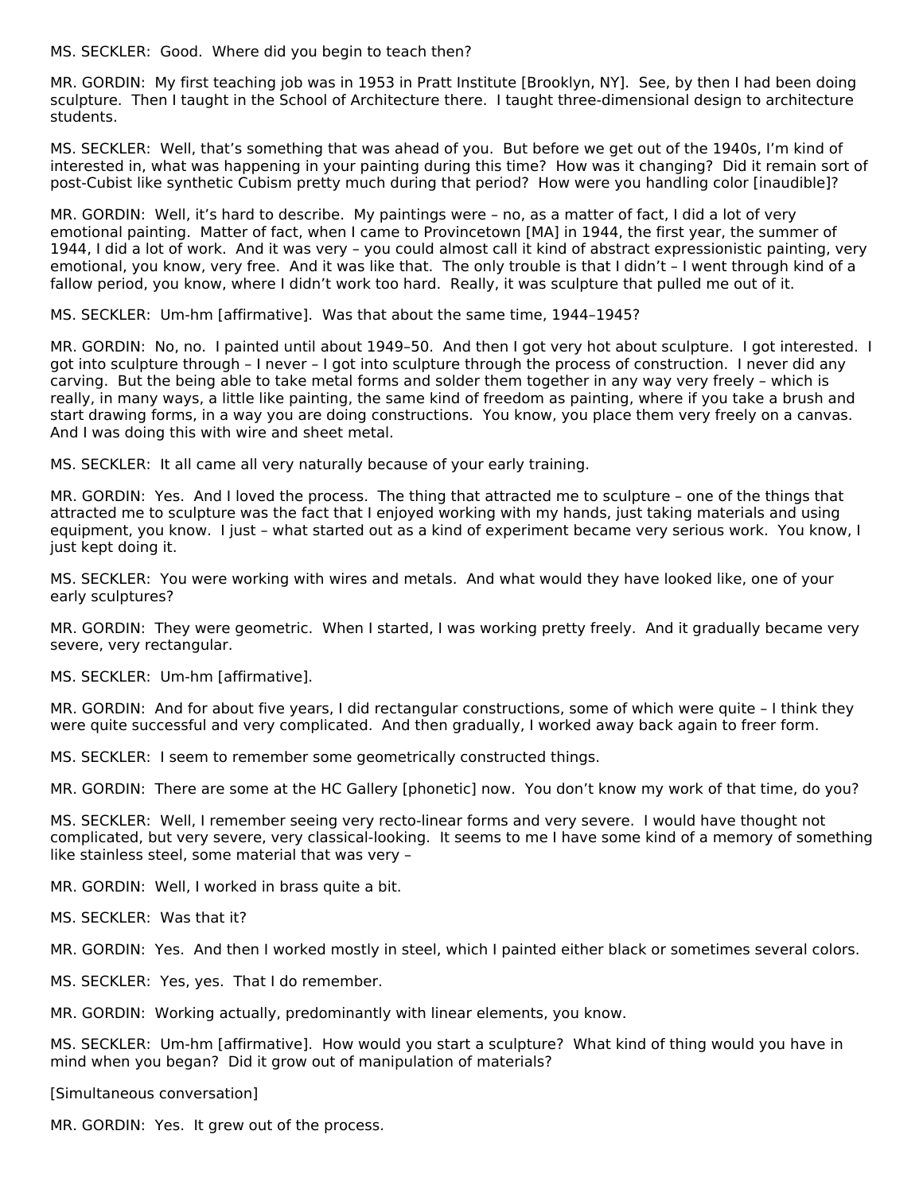MS. SECKLER: Good. Where did you begin to teach then?

MR. GORDIN: My first teaching job was in 1953 in Pratt Institute [Brooklyn, NY]. See, by then I had been doing sculpture. Then I taught in the School of Architecture there. I taught three-dimensional design to architecture students.

MS. SECKLER: Well, that's something that was ahead of you. But before we get out of the 1940s, I'm kind of interested in, what was happening in your painting during this time? How was it changing? Did it remain sort of post-Cubist like synthetic Cubism pretty much during that period? How were you handling color [inaudible]?

MR. GORDIN: Well, it's hard to describe. My paintings were – no, as a matter of fact, I did a lot of very emotional painting. Matter of fact, when I came to Provincetown [MA] in 1944, the first year, the summer of 1944, I did a lot of work. And it was very – you could almost call it kind of abstract expressionistic painting, very emotional, you know, very free. And it was like that. The only trouble is that I didn't – I went through kind of a fallow period, you know, where I didn't work too hard. Really, it was sculpture that pulled me out of it.

MS. SECKLER: Um-hm [affirmative]. Was that about the same time, 1944–1945?

MR. GORDIN: No, no. I painted until about 1949–50. And then I got very hot about sculpture. I got interested. I got into sculpture through – I never – I got into sculpture through the process of construction. I never did any carving. But the being able to take metal forms and solder them together in any way very freely – which is really, in many ways, a little like painting, the same kind of freedom as painting, where if you take a brush and start drawing forms, in a way you are doing constructions. You know, you place them very freely on a canvas. And I was doing this with wire and sheet metal.

MS. SECKLER: It all came all very naturally because of your early training.

MR. GORDIN: Yes. And I loved the process. The thing that attracted me to sculpture – one of the things that attracted me to sculpture was the fact that I enjoyed working with my hands, just taking materials and using equipment, you know. I just – what started out as a kind of experiment became very serious work. You know, I just kept doing it.

MS. SECKLER: You were working with wires and metals. And what would they have looked like, one of your early sculptures?

MR. GORDIN: They were geometric. When I started, I was working pretty freely. And it gradually became very severe, very rectangular.

MS. SECKLER: Um-hm [affirmative].

MR. GORDIN: And for about five years, I did rectangular constructions, some of which were quite – I think they were quite successful and very complicated. And then gradually, I worked away back again to freer form.

MS. SECKLER: I seem to remember some geometrically constructed things.

MR. GORDIN: There are some at the HC Gallery [phonetic] now. You don't know my work of that time, do you?

MS. SECKLER: Well, I remember seeing very recto-linear forms and very severe. I would have thought not complicated, but very severe, very classical-looking. It seems to me I have some kind of a memory of something like stainless steel, some material that was very –

MR. GORDIN: Well, I worked in brass quite a bit.

MS. SECKLER: Was that it?

MR. GORDIN: Yes. And then I worked mostly in steel, which I painted either black or sometimes several colors.

MS. SECKLER: Yes, yes. That I do remember.

MR. GORDIN: Working actually, predominantly with linear elements, you know.

MS. SECKLER: Um-hm [affirmative]. How would you start a sculpture? What kind of thing would you have in mind when you began? Did it grow out of manipulation of materials?

[Simultaneous conversation]

MR. GORDIN: Yes. It grew out of the process.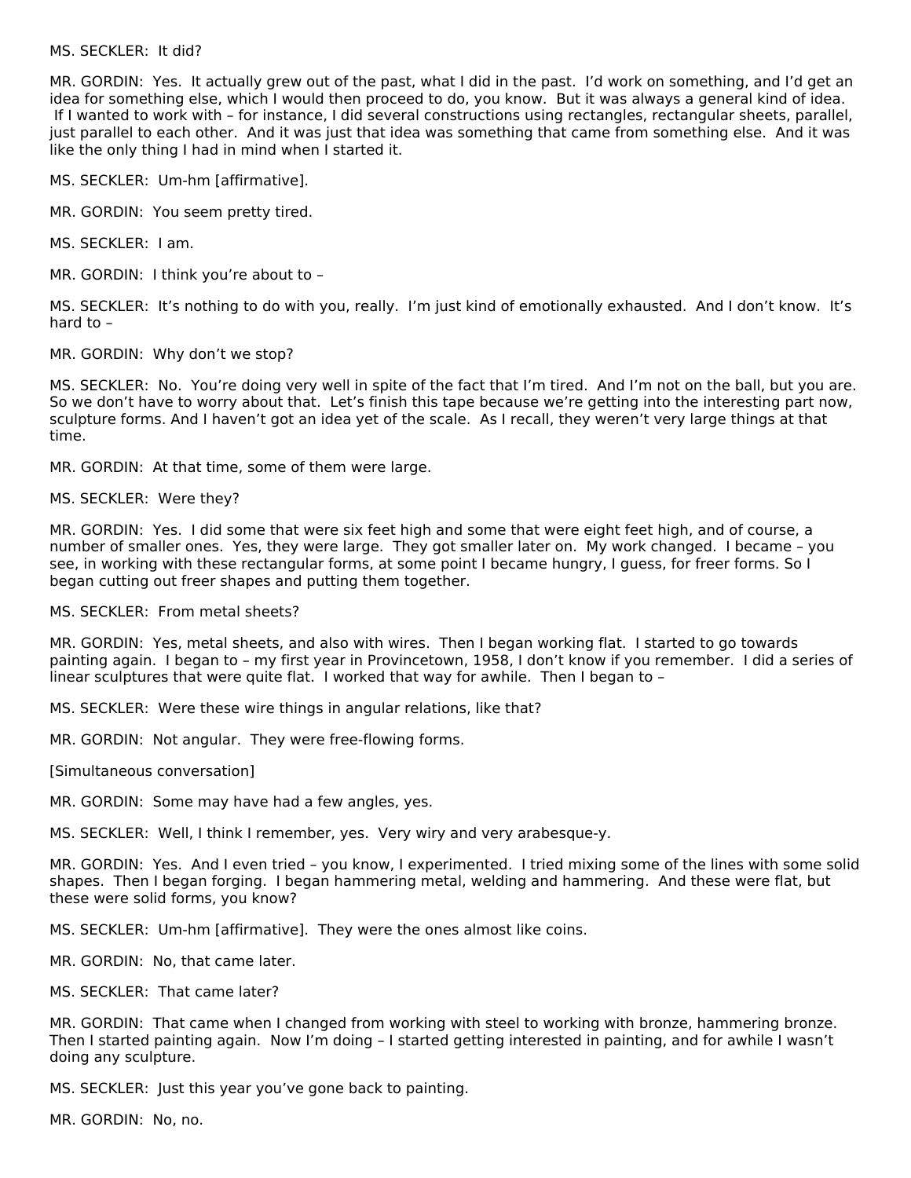MS. SECKLER: It did?

MR. GORDIN: Yes. It actually grew out of the past, what I did in the past. I'd work on something, and I'd get an idea for something else, which I would then proceed to do, you know. But it was always a general kind of idea. If I wanted to work with – for instance, I did several constructions using rectangles, rectangular sheets, parallel, just parallel to each other. And it was just that idea was something that came from something else. And it was like the only thing I had in mind when I started it.

MS. SECKLER: Um-hm [affirmative].

MR. GORDIN: You seem pretty tired.

MS. SECKLER: I am.

MR. GORDIN: I think you're about to –

MS. SECKLER: It's nothing to do with you, really. I'm just kind of emotionally exhausted. And I don't know. It's hard to –

MR. GORDIN: Why don't we stop?

MS. SECKLER: No. You're doing very well in spite of the fact that I'm tired. And I'm not on the ball, but you are. So we don't have to worry about that. Let's finish this tape because we're getting into the interesting part now, sculpture forms. And I haven't got an idea yet of the scale. As I recall, they weren't very large things at that time.

MR. GORDIN: At that time, some of them were large.

MS. SECKLER: Were they?

MR. GORDIN: Yes. I did some that were six feet high and some that were eight feet high, and of course, a number of smaller ones. Yes, they were large. They got smaller later on. My work changed. I became – you see, in working with these rectangular forms, at some point I became hungry, I guess, for freer forms. So I began cutting out freer shapes and putting them together.

MS. SECKLER: From metal sheets?

MR. GORDIN: Yes, metal sheets, and also with wires. Then I began working flat. I started to go towards painting again. I began to – my first year in Provincetown, 1958, I don't know if you remember. I did a series of linear sculptures that were quite flat. I worked that way for awhile. Then I began to –

MS. SECKLER: Were these wire things in angular relations, like that?

MR. GORDIN: Not angular. They were free-flowing forms.

[Simultaneous conversation]

MR. GORDIN: Some may have had a few angles, yes.

MS. SECKLER: Well, I think I remember, yes. Very wiry and very arabesque-y.

MR. GORDIN: Yes. And I even tried – you know, I experimented. I tried mixing some of the lines with some solid shapes. Then I began forging. I began hammering metal, welding and hammering. And these were flat, but these were solid forms, you know?

MS. SECKLER: Um-hm [affirmative]. They were the ones almost like coins.

MR. GORDIN: No, that came later.

MS. SECKLER: That came later?

MR. GORDIN: That came when I changed from working with steel to working with bronze, hammering bronze. Then I started painting again. Now I'm doing – I started getting interested in painting, and for awhile I wasn't doing any sculpture.

MS. SECKLER: Just this year you've gone back to painting.

MR. GORDIN: No, no.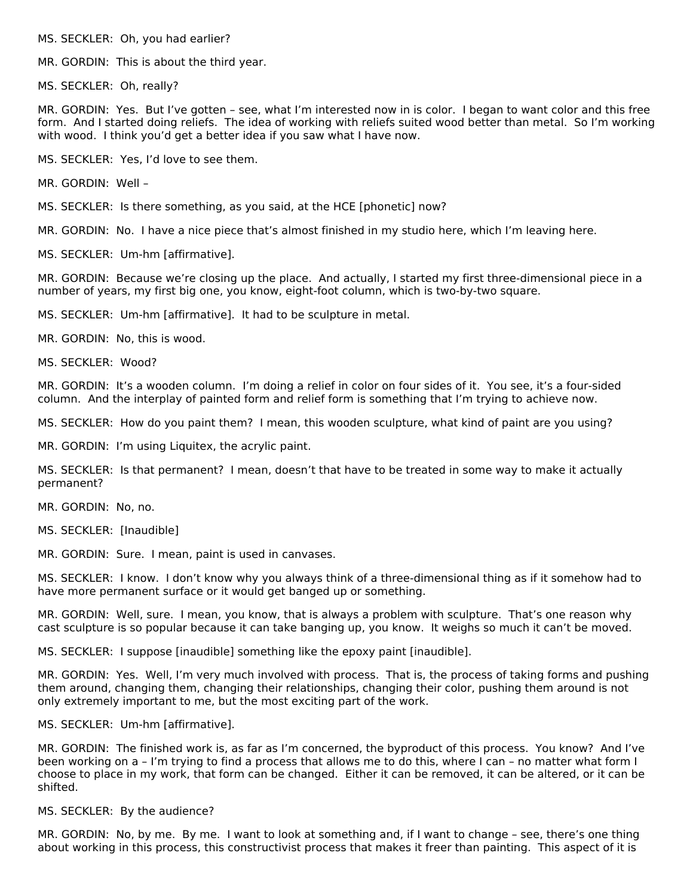MS. SECKLER: Oh, you had earlier?

MR. GORDIN: This is about the third year.

MS. SECKLER: Oh, really?

MR. GORDIN: Yes. But I've gotten – see, what I'm interested now in is color. I began to want color and this free form. And I started doing reliefs. The idea of working with reliefs suited wood better than metal. So I'm working with wood. I think you'd get a better idea if you saw what I have now.

MS. SECKLER: Yes, I'd love to see them.

MR. GORDIN: Well –

MS. SECKLER: Is there something, as you said, at the HCE [phonetic] now?

MR. GORDIN: No. I have a nice piece that's almost finished in my studio here, which I'm leaving here.

MS. SECKLER: Um-hm [affirmative].

MR. GORDIN: Because we're closing up the place. And actually, I started my first three-dimensional piece in a number of years, my first big one, you know, eight-foot column, which is two-by-two square.

MS. SECKLER: Um-hm [affirmative]. It had to be sculpture in metal.

MR. GORDIN: No, this is wood.

MS. SECKLER: Wood?

MR. GORDIN: It's a wooden column. I'm doing a relief in color on four sides of it. You see, it's a four-sided column. And the interplay of painted form and relief form is something that I'm trying to achieve now.

MS. SECKLER: How do you paint them? I mean, this wooden sculpture, what kind of paint are you using?

MR. GORDIN: I'm using Liquitex, the acrylic paint.

MS. SECKLER: Is that permanent? I mean, doesn't that have to be treated in some way to make it actually permanent?

MR. GORDIN: No, no.

MS. SECKLER: [Inaudible]

MR. GORDIN: Sure. I mean, paint is used in canvases.

MS. SECKLER: I know. I don't know why you always think of a three-dimensional thing as if it somehow had to have more permanent surface or it would get banged up or something.

MR. GORDIN: Well, sure. I mean, you know, that is always a problem with sculpture. That's one reason why cast sculpture is so popular because it can take banging up, you know. It weighs so much it can't be moved.

MS. SECKLER: I suppose [inaudible] something like the epoxy paint [inaudible].

MR. GORDIN: Yes. Well, I'm very much involved with process. That is, the process of taking forms and pushing them around, changing them, changing their relationships, changing their color, pushing them around is not only extremely important to me, but the most exciting part of the work.

MS. SECKLER: Um-hm [affirmative].

MR. GORDIN: The finished work is, as far as I'm concerned, the byproduct of this process. You know? And I've been working on a – I'm trying to find a process that allows me to do this, where I can – no matter what form I choose to place in my work, that form can be changed. Either it can be removed, it can be altered, or it can be shifted.

MS. SECKLER: By the audience?

MR. GORDIN: No, by me. By me. I want to look at something and, if I want to change – see, there's one thing about working in this process, this constructivist process that makes it freer than painting. This aspect of it is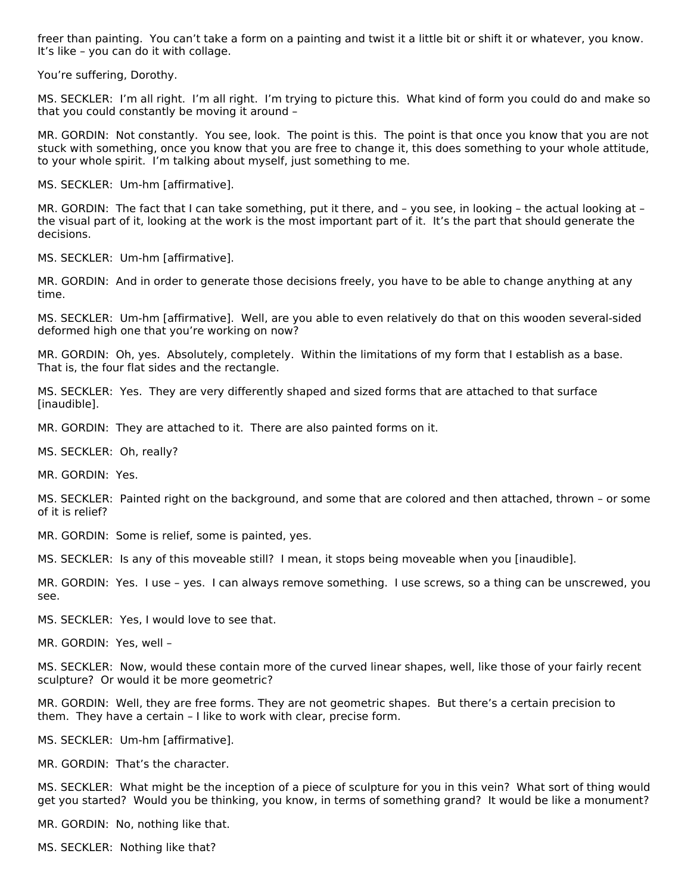freer than painting. You can't take a form on a painting and twist it a little bit or shift it or whatever, you know. It's like – you can do it with collage.

You're suffering, Dorothy.

MS. SECKLER: I'm all right. I'm all right. I'm trying to picture this. What kind of form you could do and make so that you could constantly be moving it around –

MR. GORDIN: Not constantly. You see, look. The point is this. The point is that once you know that you are not stuck with something, once you know that you are free to change it, this does something to your whole attitude, to your whole spirit. I'm talking about myself, just something to me.

MS. SECKLER: Um-hm [affirmative].

MR. GORDIN: The fact that I can take something, put it there, and – you see, in looking – the actual looking at – the visual part of it, looking at the work is the most important part of it. It's the part that should generate the decisions.

MS. SECKLER: Um-hm [affirmative].

MR. GORDIN: And in order to generate those decisions freely, you have to be able to change anything at any time.

MS. SECKLER: Um-hm [affirmative]. Well, are you able to even relatively do that on this wooden several-sided deformed high one that you're working on now?

MR. GORDIN: Oh, yes. Absolutely, completely. Within the limitations of my form that I establish as a base. That is, the four flat sides and the rectangle.

MS. SECKLER: Yes. They are very differently shaped and sized forms that are attached to that surface [inaudible].

MR. GORDIN: They are attached to it. There are also painted forms on it.

MS. SECKLER: Oh, really?

MR. GORDIN: Yes.

MS. SECKLER: Painted right on the background, and some that are colored and then attached, thrown – or some of it is relief?

MR. GORDIN: Some is relief, some is painted, yes.

MS. SECKLER: Is any of this moveable still? I mean, it stops being moveable when you [inaudible].

MR. GORDIN: Yes. I use – yes. I can always remove something. I use screws, so a thing can be unscrewed, you see.

MS. SECKLER: Yes, I would love to see that.

MR. GORDIN: Yes, well –

MS. SECKLER: Now, would these contain more of the curved linear shapes, well, like those of your fairly recent sculpture? Or would it be more geometric?

MR. GORDIN: Well, they are free forms. They are not geometric shapes. But there's a certain precision to them. They have a certain – I like to work with clear, precise form.

MS. SECKLER: Um-hm [affirmative].

MR. GORDIN: That's the character.

MS. SECKLER: What might be the inception of a piece of sculpture for you in this vein? What sort of thing would get you started? Would you be thinking, you know, in terms of something grand? It would be like a monument?

MR. GORDIN: No, nothing like that.

MS. SECKLER: Nothing like that?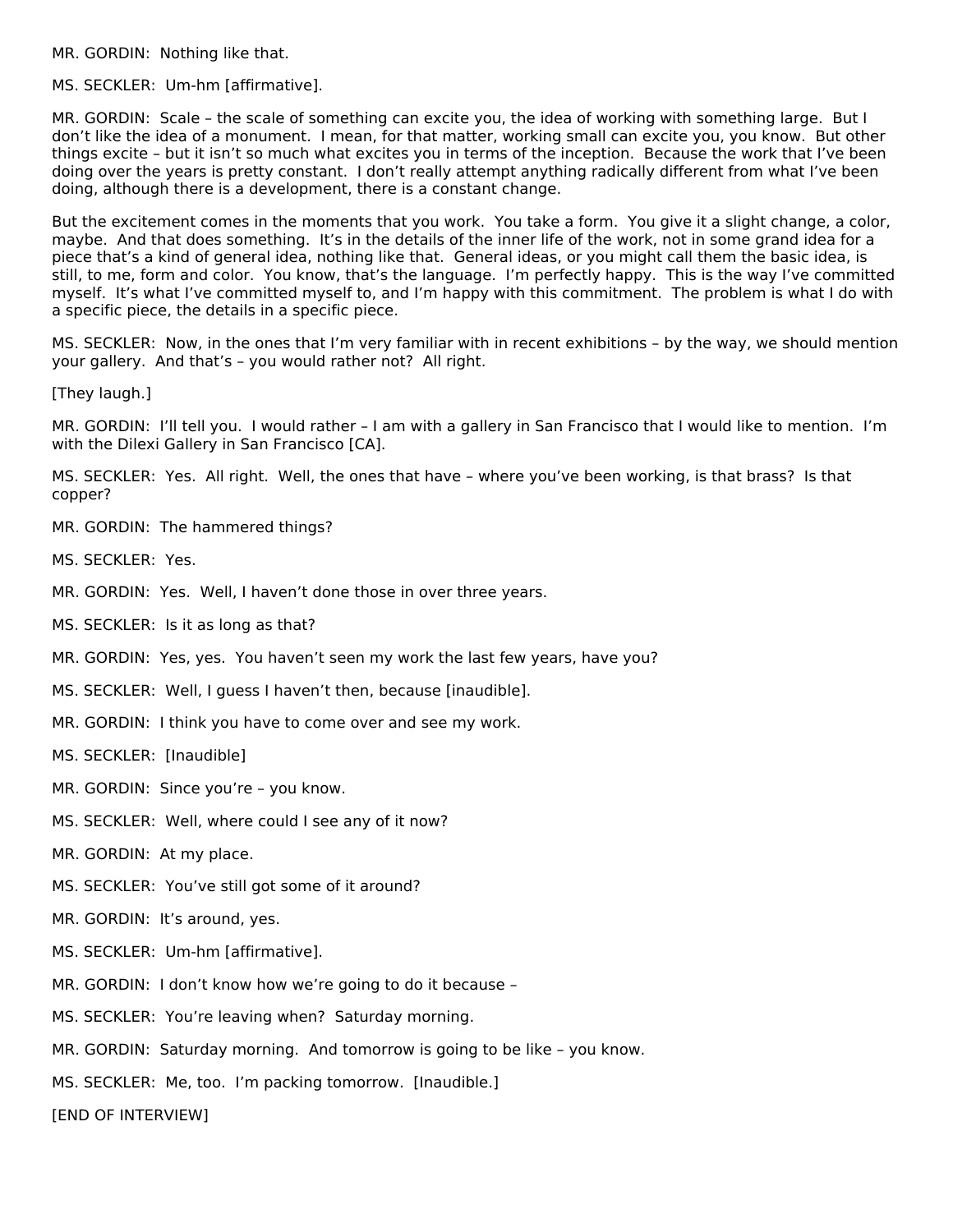MR. GORDIN: Nothing like that.

MS. SECKLER: Um-hm [affirmative].

MR. GORDIN: Scale – the scale of something can excite you, the idea of working with something large. But I don't like the idea of a monument. I mean, for that matter, working small can excite you, you know. But other things excite – but it isn't so much what excites you in terms of the inception. Because the work that I've been doing over the years is pretty constant. I don't really attempt anything radically different from what I've been doing, although there is a development, there is a constant change.

But the excitement comes in the moments that you work. You take a form. You give it a slight change, a color, maybe. And that does something. It's in the details of the inner life of the work, not in some grand idea for a piece that's a kind of general idea, nothing like that. General ideas, or you might call them the basic idea, is still, to me, form and color. You know, that's the language. I'm perfectly happy. This is the way I've committed myself. It's what I've committed myself to, and I'm happy with this commitment. The problem is what I do with a specific piece, the details in a specific piece.

MS. SECKLER: Now, in the ones that I'm very familiar with in recent exhibitions – by the way, we should mention your gallery. And that's – you would rather not? All right.

[They laugh.]

MR. GORDIN: I'll tell you. I would rather – I am with a gallery in San Francisco that I would like to mention. I'm with the Dilexi Gallery in San Francisco [CA].

MS. SECKLER: Yes. All right. Well, the ones that have – where you've been working, is that brass? Is that copper?

MR. GORDIN: The hammered things?

MS. SECKLER: Yes.

MR. GORDIN: Yes. Well, I haven't done those in over three years.

MS. SECKLER: Is it as long as that?

MR. GORDIN: Yes, yes. You haven't seen my work the last few years, have you?

MS. SECKLER: Well, I guess I haven't then, because [inaudible].

MR. GORDIN: I think you have to come over and see my work.

MS. SECKLER: [Inaudible]

MR. GORDIN: Since you're – you know.

MS. SECKLER: Well, where could I see any of it now?

MR. GORDIN: At my place.

MS. SECKLER: You've still got some of it around?

MR. GORDIN: It's around, yes.

MS. SECKLER: Um-hm [affirmative].

MR. GORDIN: I don't know how we're going to do it because –

MS. SECKLER: You're leaving when? Saturday morning.

MR. GORDIN: Saturday morning. And tomorrow is going to be like – you know.

MS. SECKLER: Me, too. I'm packing tomorrow. [Inaudible.]

[END OF INTERVIEW]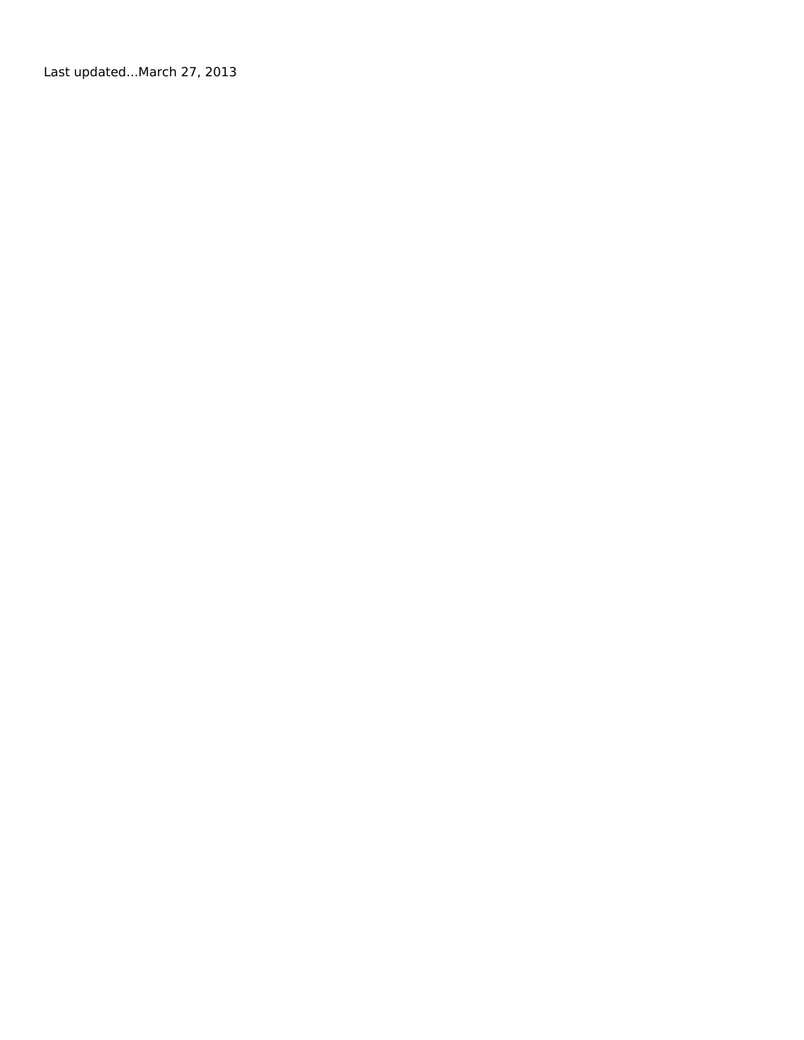Last updated...March 27, 2013